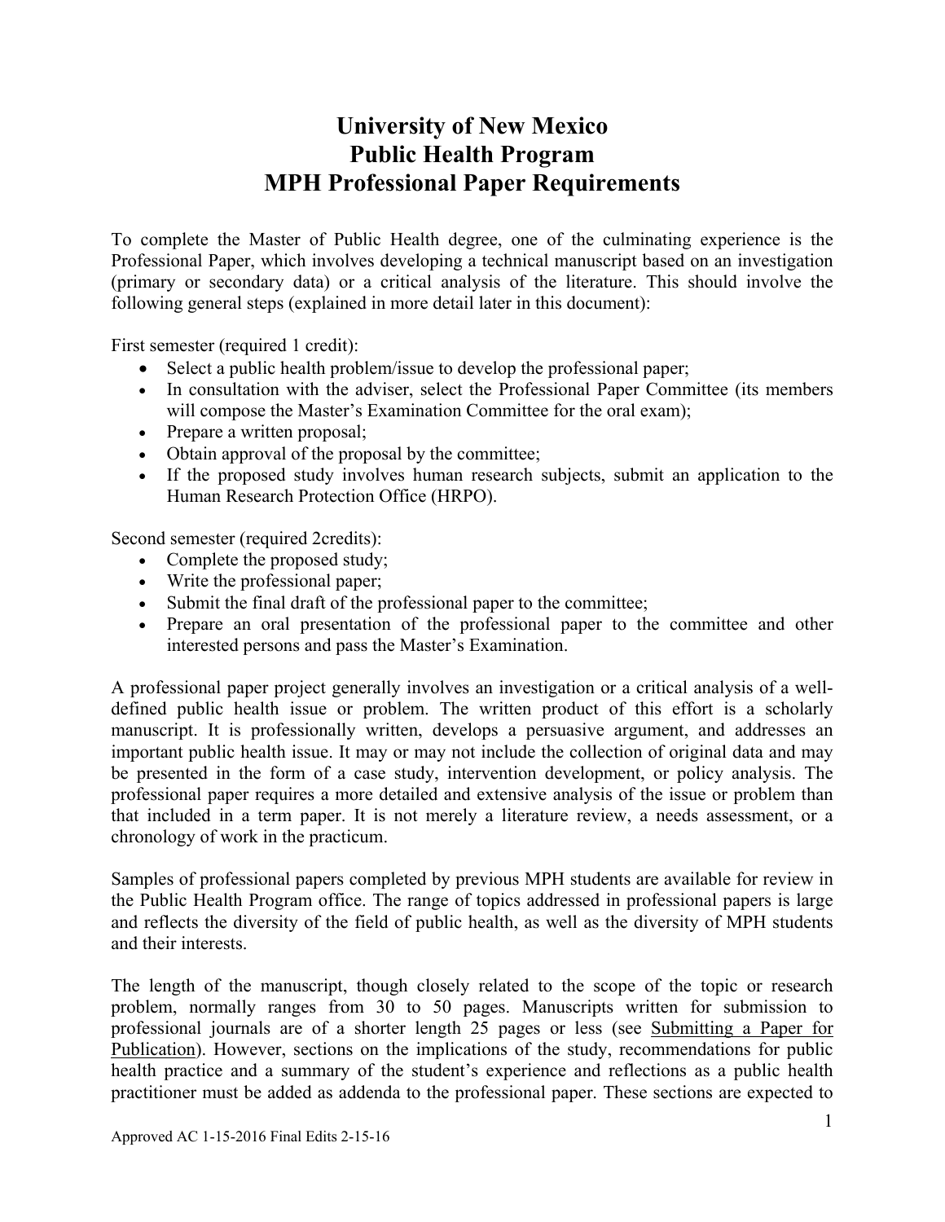# University of New Mexico
# Public Health Program
# MPH Professional Paper Requirements

To complete the Master of Public Health degree, one of the culminating experience is the Professional Paper, which involves developing a technical manuscript based on an investigation (primary or secondary data) or a critical analysis of the literature. This should involve the following general steps (explained in more detail later in this document):

First semester (required 1 credit):

- Select a public health problem/issue to develop the professional paper;
- In consultation with the adviser, select the Professional Paper Committee (its members will compose the Master's Examination Committee for the oral exam);
- Prepare a written proposal;
- Obtain approval of the proposal by the committee;
- If the proposed study involves human research subjects, submit an application to the Human Research Protection Office (HRPO).

Second semester (required 2credits):

- Complete the proposed study;
- Write the professional paper;
- Submit the final draft of the professional paper to the committee;
- Prepare an oral presentation of the professional paper to the committee and other interested persons and pass the Master's Examination.

A professional paper project generally involves an investigation or a critical analysis of a well-defined public health issue or problem. The written product of this effort is a scholarly manuscript. It is professionally written, develops a persuasive argument, and addresses an important public health issue. It may or may not include the collection of original data and may be presented in the form of a case study, intervention development, or policy analysis. The professional paper requires a more detailed and extensive analysis of the issue or problem than that included in a term paper. It is not merely a literature review, a needs assessment, or a chronology of work in the practicum.

Samples of professional papers completed by previous MPH students are available for review in the Public Health Program office. The range of topics addressed in professional papers is large and reflects the diversity of the field of public health, as well as the diversity of MPH students and their interests.

The length of the manuscript, though closely related to the scope of the topic or research problem, normally ranges from 30 to 50 pages. Manuscripts written for submission to professional journals are of a shorter length 25 pages or less (see Submitting a Paper for Publication). However, sections on the implications of the study, recommendations for public health practice and a summary of the student's experience and reflections as a public health practitioner must be added as addenda to the professional paper. These sections are expected to

Approved AC 1-15-2016 Final Edits 2-15-16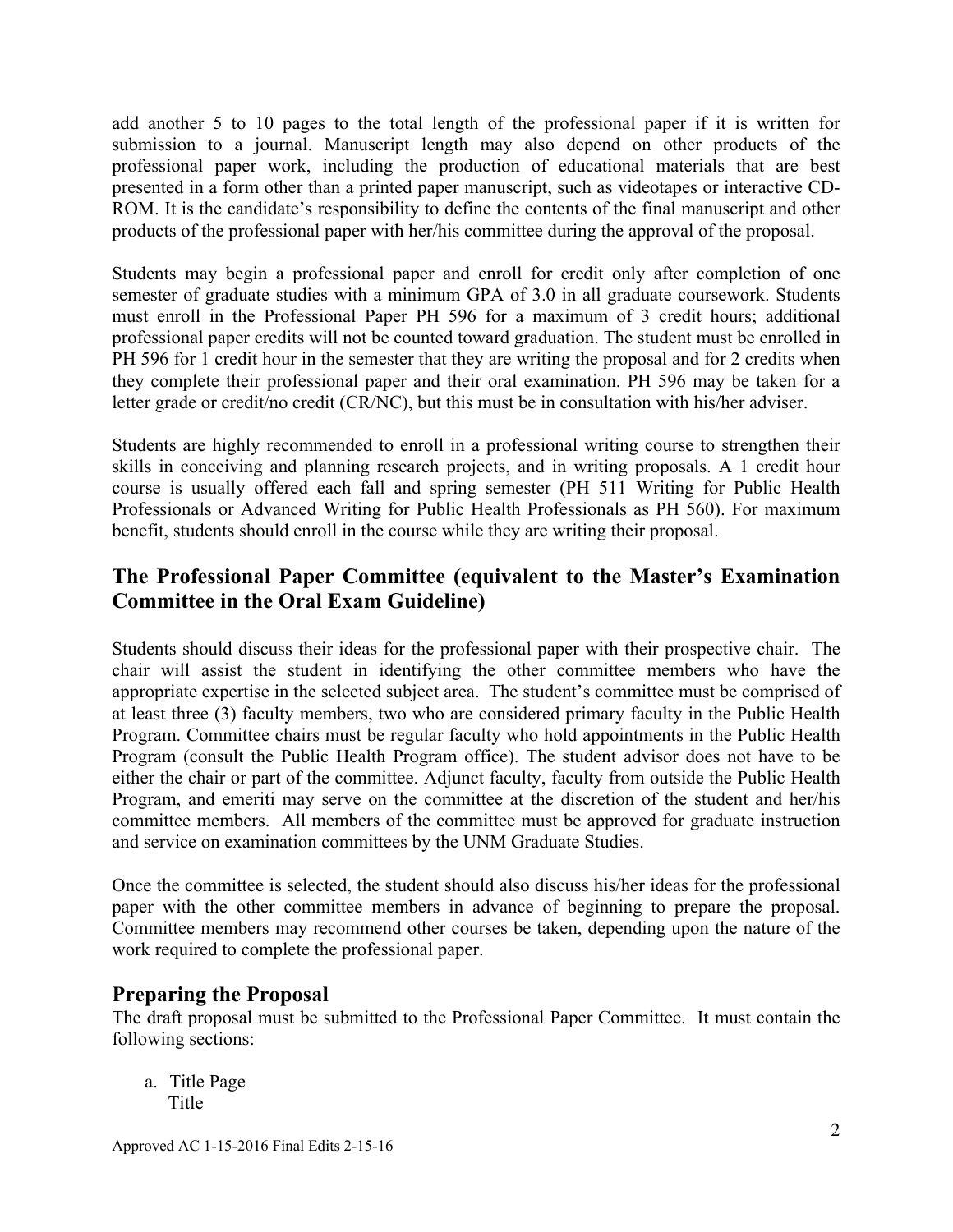add another 5 to 10 pages to the total length of the professional paper if it is written for submission to a journal. Manuscript length may also depend on other products of the professional paper work, including the production of educational materials that are best presented in a form other than a printed paper manuscript, such as videotapes or interactive CD-ROM. It is the candidate's responsibility to define the contents of the final manuscript and other products of the professional paper with her/his committee during the approval of the proposal.

Students may begin a professional paper and enroll for credit only after completion of one semester of graduate studies with a minimum GPA of 3.0 in all graduate coursework. Students must enroll in the Professional Paper PH 596 for a maximum of 3 credit hours; additional professional paper credits will not be counted toward graduation. The student must be enrolled in PH 596 for 1 credit hour in the semester that they are writing the proposal and for 2 credits when they complete their professional paper and their oral examination. PH 596 may be taken for a letter grade or credit/no credit (CR/NC), but this must be in consultation with his/her adviser.

Students are highly recommended to enroll in a professional writing course to strengthen their skills in conceiving and planning research projects, and in writing proposals. A 1 credit hour course is usually offered each fall and spring semester (PH 511 Writing for Public Health Professionals or Advanced Writing for Public Health Professionals as PH 560). For maximum benefit, students should enroll in the course while they are writing their proposal.

## The Professional Paper Committee (equivalent to the Master's Examination Committee in the Oral Exam Guideline)

Students should discuss their ideas for the professional paper with their prospective chair. The chair will assist the student in identifying the other committee members who have the appropriate expertise in the selected subject area. The student's committee must be comprised of at least three (3) faculty members, two who are considered primary faculty in the Public Health Program. Committee chairs must be regular faculty who hold appointments in the Public Health Program (consult the Public Health Program office). The student advisor does not have to be either the chair or part of the committee. Adjunct faculty, faculty from outside the Public Health Program, and emeriti may serve on the committee at the discretion of the student and her/his committee members. All members of the committee must be approved for graduate instruction and service on examination committees by the UNM Graduate Studies.

Once the committee is selected, the student should also discuss his/her ideas for the professional paper with the other committee members in advance of beginning to prepare the proposal. Committee members may recommend other courses be taken, depending upon the nature of the work required to complete the professional paper.

## Preparing the Proposal

The draft proposal must be submitted to the Professional Paper Committee. It must contain the following sections:

a. Title Page
   Title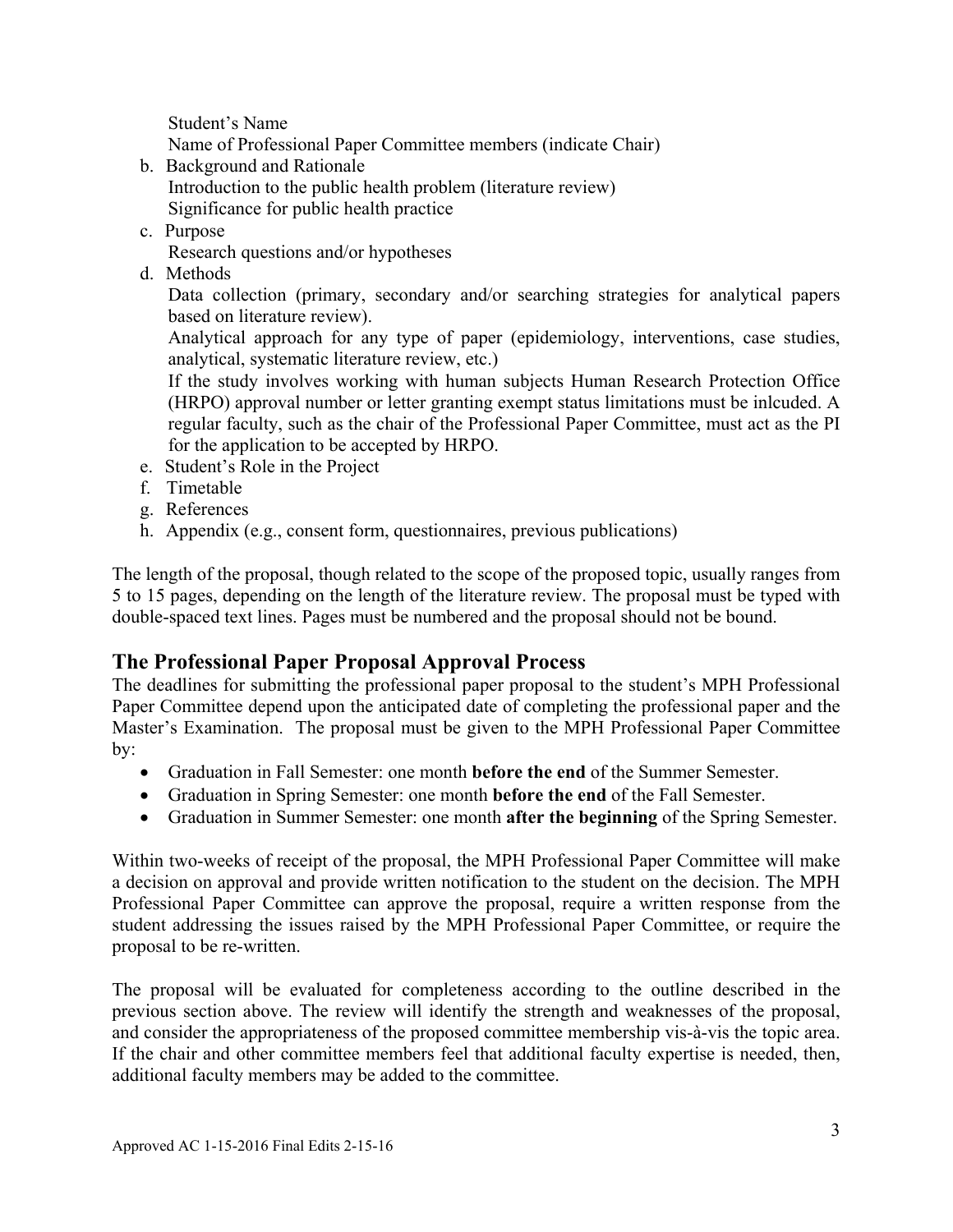Student's Name
Name of Professional Paper Committee members (indicate Chair)

b. Background and Rationale
   Introduction to the public health problem (literature review)
   Significance for public health practice
c. Purpose
   Research questions and/or hypotheses
d. Methods
   Data collection (primary, secondary and/or searching strategies for analytical papers based on literature review).
   Analytical approach for any type of paper (epidemiology, interventions, case studies, analytical, systematic literature review, etc.)
   If the study involves working with human subjects Human Research Protection Office (HRPO) approval number or letter granting exempt status limitations must be inlcuded. A regular faculty, such as the chair of the Professional Paper Committee, must act as the PI for the application to be accepted by HRPO.
e. Student's Role in the Project
f. Timetable
g. References
h. Appendix (e.g., consent form, questionnaires, previous publications)

The length of the proposal, though related to the scope of the proposed topic, usually ranges from 5 to 15 pages, depending on the length of the literature review. The proposal must be typed with double-spaced text lines. Pages must be numbered and the proposal should not be bound.

## The Professional Paper Proposal Approval Process

The deadlines for submitting the professional paper proposal to the student's MPH Professional Paper Committee depend upon the anticipated date of completing the professional paper and the Master's Examination. The proposal must be given to the MPH Professional Paper Committee by:

- Graduation in Fall Semester: one month **before the end** of the Summer Semester.
- Graduation in Spring Semester: one month **before the end** of the Fall Semester.
- Graduation in Summer Semester: one month **after the beginning** of the Spring Semester.

Within two-weeks of receipt of the proposal, the MPH Professional Paper Committee will make a decision on approval and provide written notification to the student on the decision. The MPH Professional Paper Committee can approve the proposal, require a written response from the student addressing the issues raised by the MPH Professional Paper Committee, or require the proposal to be re-written.

The proposal will be evaluated for completeness according to the outline described in the previous section above. The review will identify the strength and weaknesses of the proposal, and consider the appropriateness of the proposed committee membership vis-à-vis the topic area. If the chair and other committee members feel that additional faculty expertise is needed, then, additional faculty members may be added to the committee.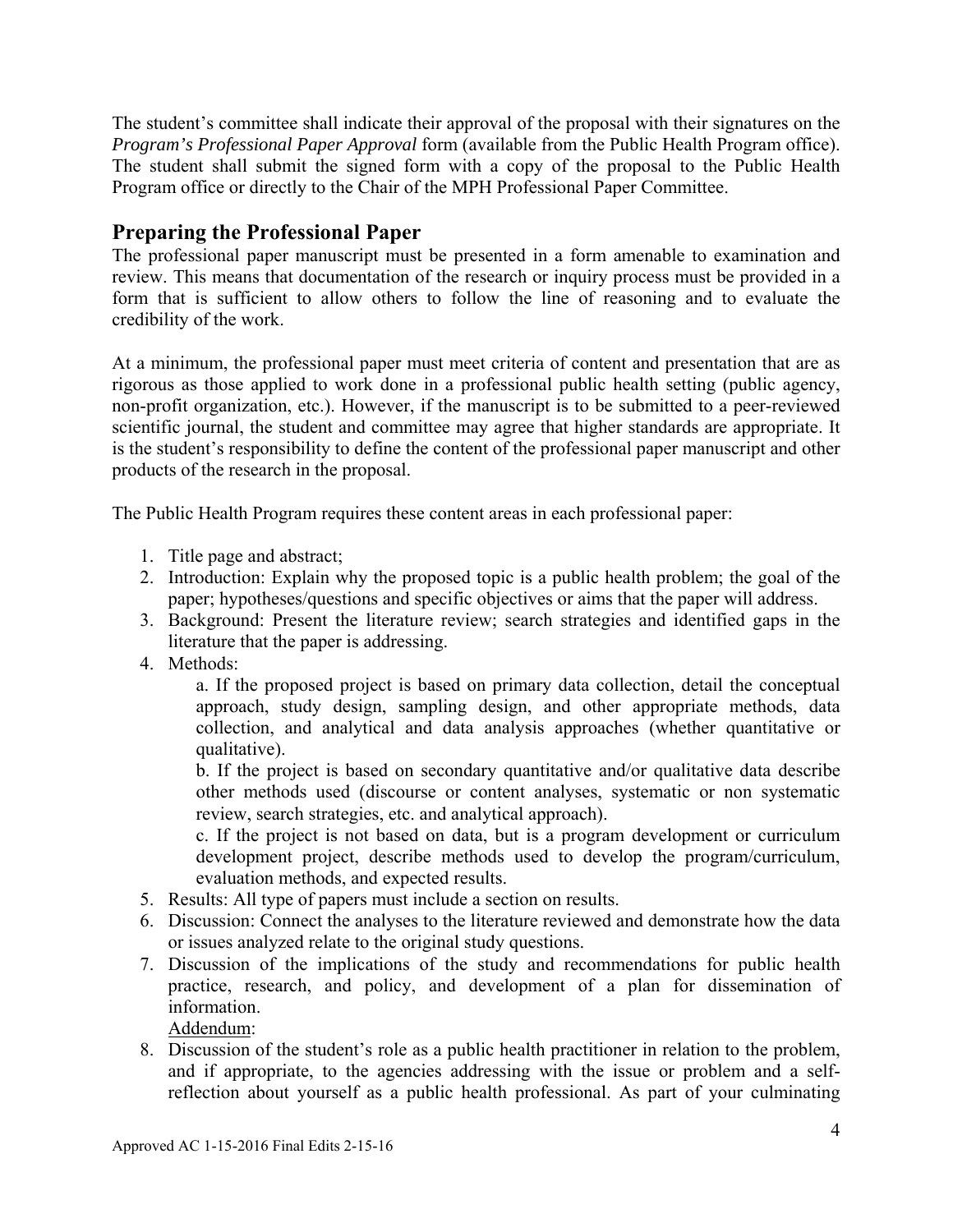The student's committee shall indicate their approval of the proposal with their signatures on the *Program's Professional Paper Approval* form (available from the Public Health Program office). The student shall submit the signed form with a copy of the proposal to the Public Health Program office or directly to the Chair of the MPH Professional Paper Committee.

## Preparing the Professional Paper

The professional paper manuscript must be presented in a form amenable to examination and review. This means that documentation of the research or inquiry process must be provided in a form that is sufficient to allow others to follow the line of reasoning and to evaluate the credibility of the work.

At a minimum, the professional paper must meet criteria of content and presentation that are as rigorous as those applied to work done in a professional public health setting (public agency, non-profit organization, etc.). However, if the manuscript is to be submitted to a peer-reviewed scientific journal, the student and committee may agree that higher standards are appropriate. It is the student's responsibility to define the content of the professional paper manuscript and other products of the research in the proposal.

The Public Health Program requires these content areas in each professional paper:

1. Title page and abstract;
2. Introduction: Explain why the proposed topic is a public health problem; the goal of the paper; hypotheses/questions and specific objectives or aims that the paper will address.
3. Background: Present the literature review; search strategies and identified gaps in the literature that the paper is addressing.
4. Methods:
   a. If the proposed project is based on primary data collection, detail the conceptual approach, study design, sampling design, and other appropriate methods, data collection, and analytical and data analysis approaches (whether quantitative or qualitative).
   b. If the project is based on secondary quantitative and/or qualitative data describe other methods used (discourse or content analyses, systematic or non systematic review, search strategies, etc. and analytical approach).
   c. If the project is not based on data, but is a program development or curriculum development project, describe methods used to develop the program/curriculum, evaluation methods, and expected results.
5. Results: All type of papers must include a section on results.
6. Discussion: Connect the analyses to the literature reviewed and demonstrate how the data or issues analyzed relate to the original study questions.
7. Discussion of the implications of the study and recommendations for public health practice, research, and policy, and development of a plan for dissemination of information.
   <u>Addendum</u>:
8. Discussion of the student's role as a public health practitioner in relation to the problem, and if appropriate, to the agencies addressing with the issue or problem and a self-reflection about yourself as a public health professional. As part of your culminating

Approved AC 1-15-2016 Final Edits 2-15-16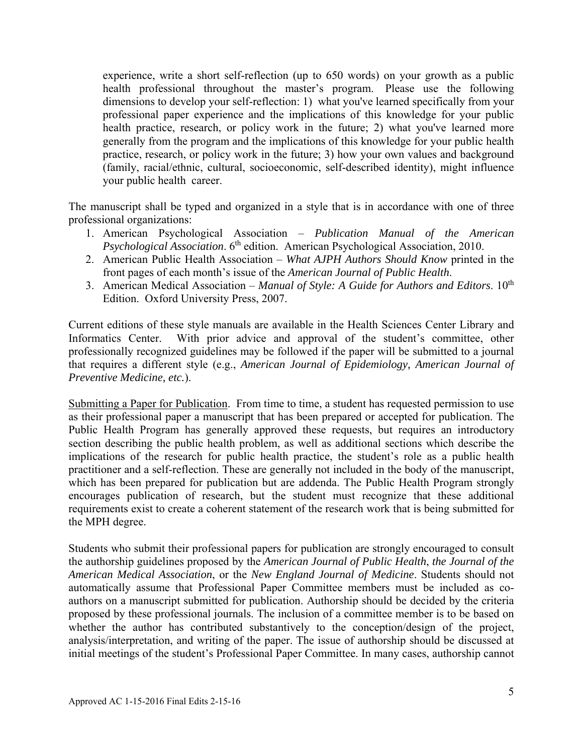experience, write a short self-reflection (up to 650 words) on your growth as a public health professional throughout the master's program. Please use the following dimensions to develop your self-reflection: 1) what you've learned specifically from your professional paper experience and the implications of this knowledge for your public health practice, research, or policy work in the future; 2) what you've learned more generally from the program and the implications of this knowledge for your public health practice, research, or policy work in the future; 3) how your own values and background (family, racial/ethnic, cultural, socioeconomic, self-described identity), might influence your public health career.

The manuscript shall be typed and organized in a style that is in accordance with one of three professional organizations:

1. American Psychological Association – *Publication Manual of the American Psychological Association*. 6th edition. American Psychological Association, 2010.
2. American Public Health Association – *What AJPH Authors Should Know* printed in the front pages of each month's issue of the *American Journal of Public Health*.
3. American Medical Association – *Manual of Style: A Guide for Authors and Editors*. 10th Edition. Oxford University Press, 2007.

Current editions of these style manuals are available in the Health Sciences Center Library and Informatics Center. With prior advice and approval of the student's committee, other professionally recognized guidelines may be followed if the paper will be submitted to a journal that requires a different style (e.g., *American Journal of Epidemiology, American Journal of Preventive Medicine, etc.*).

Submitting a Paper for Publication. From time to time, a student has requested permission to use as their professional paper a manuscript that has been prepared or accepted for publication. The Public Health Program has generally approved these requests, but requires an introductory section describing the public health problem, as well as additional sections which describe the implications of the research for public health practice, the student's role as a public health practitioner and a self-reflection. These are generally not included in the body of the manuscript, which has been prepared for publication but are addenda. The Public Health Program strongly encourages publication of research, but the student must recognize that these additional requirements exist to create a coherent statement of the research work that is being submitted for the MPH degree.

Students who submit their professional papers for publication are strongly encouraged to consult the authorship guidelines proposed by the *American Journal of Public Health*, *the Journal of the American Medical Association*, or the *New England Journal of Medicine*. Students should not automatically assume that Professional Paper Committee members must be included as co-authors on a manuscript submitted for publication. Authorship should be decided by the criteria proposed by these professional journals. The inclusion of a committee member is to be based on whether the author has contributed substantively to the conception/design of the project, analysis/interpretation, and writing of the paper. The issue of authorship should be discussed at initial meetings of the student's Professional Paper Committee. In many cases, authorship cannot

Approved AC 1-15-2016 Final Edits 2-15-16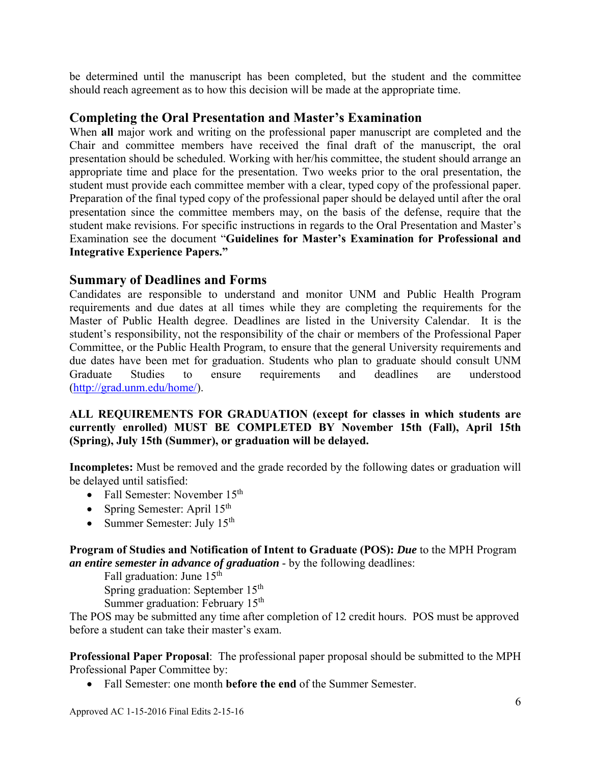be determined until the manuscript has been completed, but the student and the committee should reach agreement as to how this decision will be made at the appropriate time.

## Completing the Oral Presentation and Master's Examination

When **all** major work and writing on the professional paper manuscript are completed and the Chair and committee members have received the final draft of the manuscript, the oral presentation should be scheduled. Working with her/his committee, the student should arrange an appropriate time and place for the presentation. Two weeks prior to the oral presentation, the student must provide each committee member with a clear, typed copy of the professional paper. Preparation of the final typed copy of the professional paper should be delayed until after the oral presentation since the committee members may, on the basis of the defense, require that the student make revisions. For specific instructions in regards to the Oral Presentation and Master's Examination see the document "**Guidelines for Master's Examination for Professional and Integrative Experience Papers.**"

## Summary of Deadlines and Forms

Candidates are responsible to understand and monitor UNM and Public Health Program requirements and due dates at all times while they are completing the requirements for the Master of Public Health degree. Deadlines are listed in the University Calendar. It is the student's responsibility, not the responsibility of the chair or members of the Professional Paper Committee, or the Public Health Program, to ensure that the general University requirements and due dates have been met for graduation. Students who plan to graduate should consult UNM Graduate Studies to ensure requirements and deadlines are understood (http://grad.unm.edu/home/).

**ALL REQUIREMENTS FOR GRADUATION (except for classes in which students are currently enrolled) MUST BE COMPLETED BY November 15th (Fall), April 15th (Spring), July 15th (Summer), or graduation will be delayed.**

**Incompletes:** Must be removed and the grade recorded by the following dates or graduation will be delayed until satisfied:

- Fall Semester: November 15th
- Spring Semester: April 15th
- Summer Semester: July 15th

**Program of Studies and Notification of Intent to Graduate (POS):** ***Due*** to the MPH Program ***an entire semester in advance of graduation*** - by the following deadlines:

Fall graduation: June 15th
Spring graduation: September 15th
Summer graduation: February 15th

The POS may be submitted any time after completion of 12 credit hours. POS must be approved before a student can take their master's exam.

**Professional Paper Proposal**: The professional paper proposal should be submitted to the MPH Professional Paper Committee by:

- Fall Semester: one month **before the end** of the Summer Semester.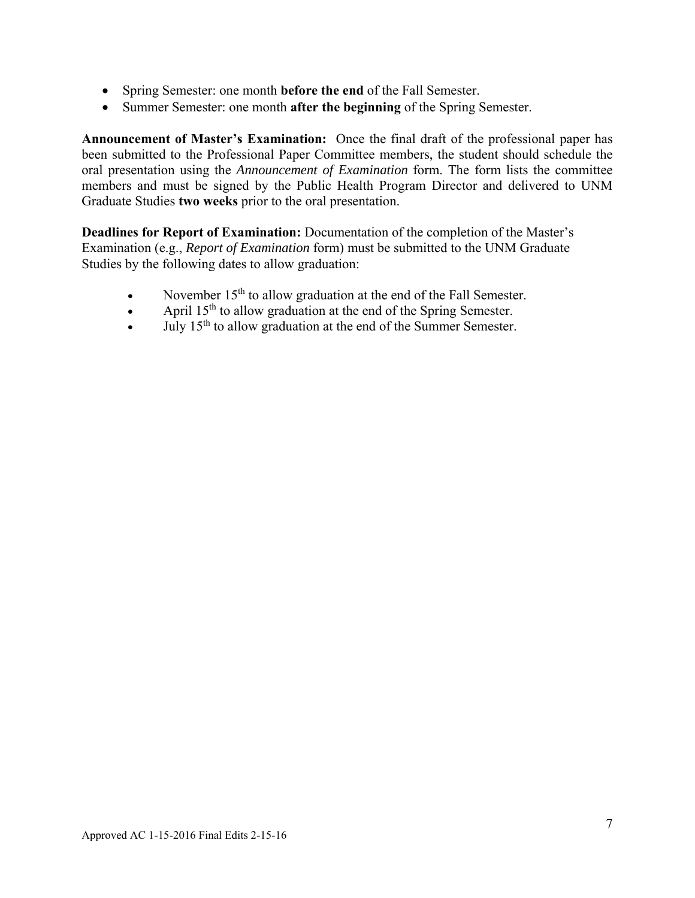- Spring Semester: one month **before the end** of the Fall Semester.
- Summer Semester: one month **after the beginning** of the Spring Semester.

**Announcement of Master's Examination:** Once the final draft of the professional paper has been submitted to the Professional Paper Committee members, the student should schedule the oral presentation using the *Announcement of Examination* form. The form lists the committee members and must be signed by the Public Health Program Director and delivered to UNM Graduate Studies **two weeks** prior to the oral presentation.

**Deadlines for Report of Examination:** Documentation of the completion of the Master's Examination (e.g., *Report of Examination* form) must be submitted to the UNM Graduate Studies by the following dates to allow graduation:

- November 15th to allow graduation at the end of the Fall Semester.
- April 15th to allow graduation at the end of the Spring Semester.
- July 15th to allow graduation at the end of the Summer Semester.

Approved AC 1-15-2016 Final Edits 2-15-16